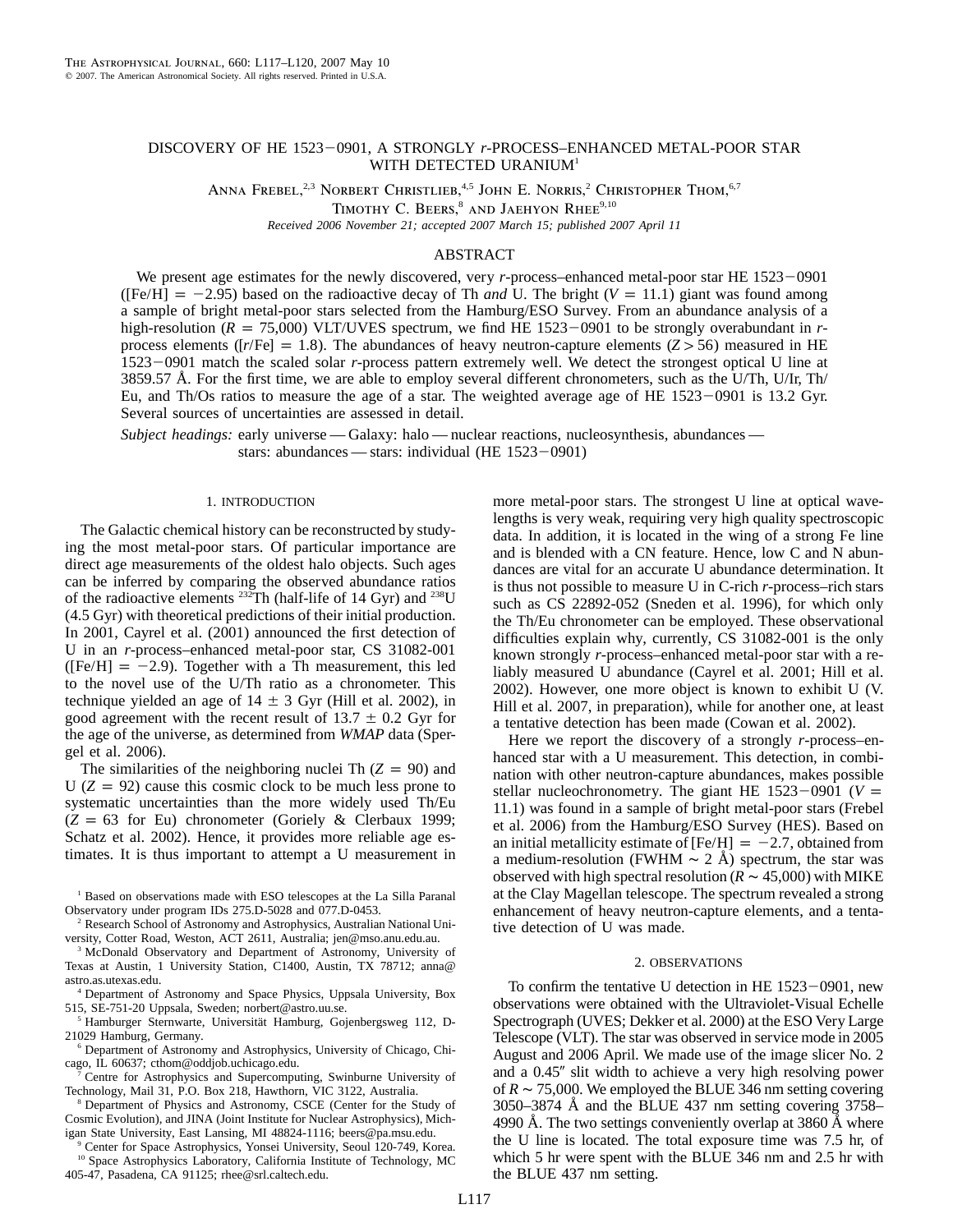# DISCOVERY OF HE 1523−0901, A STRONGLY *r*-PROCESS–ENHANCED METAL-POOR STAR WITH DETECTED URANIUM[1]

Anna Frebel,[2,3] Norbert Christlieb,[4,5] John E. Norris,[2] Christopher Thom,[6,7] Timothy C. Beers,[8] and Jaehyon Rhee[9,10]

*Received 2006 November 21; accepted 2007 March 15; published 2007 April 11*

## ABSTRACT

We present age estimates for the newly discovered, very *r*-process–enhanced metal-poor star HE 1523−0901 ([Fe/H] = −2.95) based on the radioactive decay of Th *and* U. The bright ($V = 11.1$) giant was found among a sample of bright metal-poor stars selected from the Hamburg/ESO Survey. From an abundance analysis of a high-resolution ($R = 75{,}000$) VLT/UVES spectrum, we find HE 1523−0901 to be strongly overabundant in *r*-process elements ([*r*/Fe] = 1.8). The abundances of heavy neutron-capture elements ($Z > 56$) measured in HE 1523−0901 match the scaled solar *r*-process pattern extremely well. We detect the strongest optical U line at 3859.57 Å. For the first time, we are able to employ several different chronometers, such as the U/Th, U/Ir, Th/Eu, and Th/Os ratios to measure the age of a star. The weighted average age of HE 1523−0901 is 13.2 Gyr. Several sources of uncertainties are assessed in detail.

*Subject headings:* early universe — Galaxy: halo — nuclear reactions, nucleosynthesis, abundances — stars: abundances — stars: individual (HE 1523−0901)

## 1. INTRODUCTION

The Galactic chemical history can be reconstructed by studying the most metal-poor stars. Of particular importance are direct age measurements of the oldest halo objects. Such ages can be inferred by comparing the observed abundance ratios of the radioactive elements $^{232}$Th (half-life of 14 Gyr) and $^{238}$U (4.5 Gyr) with theoretical predictions of their initial production. In 2001, Cayrel et al. (2001) announced the first detection of U in an *r*-process–enhanced metal-poor star, CS 31082-001 ([Fe/H] = −2.9). Together with a Th measurement, this led to the novel use of the U/Th ratio as a chronometer. This technique yielded an age of $14 \pm 3$ Gyr (Hill et al. 2002), in good agreement with the recent result of $13.7 \pm 0.2$ Gyr for the age of the universe, as determined from *WMAP* data (Spergel et al. 2006).

The similarities of the neighboring nuclei Th ($Z = 90$) and U ($Z = 92$) cause this cosmic clock to be much less prone to systematic uncertainties than the more widely used Th/Eu ($Z = 63$ for Eu) chronometer (Goriely & Clerbaux 1999; Schatz et al. 2002). Hence, it provides more reliable age estimates. It is thus important to attempt a U measurement in more metal-poor stars. The strongest U line at optical wavelengths is very weak, requiring very high quality spectroscopic data. In addition, it is located in the wing of a strong Fe line and is blended with a CN feature. Hence, low C and N abundances are vital for an accurate U abundance determination. It is thus not possible to measure U in C-rich *r*-process–rich stars such as CS 22892-052 (Sneden et al. 1996), for which only the Th/Eu chronometer can be employed. These observational difficulties explain why, currently, CS 31082-001 is the only known strongly *r*-process–enhanced metal-poor star with a reliably measured U abundance (Cayrel et al. 2001; Hill et al. 2002). However, one more object is known to exhibit U (V. Hill et al. 2007, in preparation), while for another one, at least a tentative detection has been made (Cowan et al. 2002).

Here we report the discovery of a strongly *r*-process–enhanced star with a U measurement. This detection, in combination with other neutron-capture abundances, makes possible stellar nucleochronometry. The giant HE 1523−0901 ($V = 11.1$) was found in a sample of bright metal-poor stars (Frebel et al. 2006) from the Hamburg/ESO Survey (HES). Based on an initial metallicity estimate of [Fe/H] = −2.7, obtained from a medium-resolution (FWHM ∼ 2 Å) spectrum, the star was observed with high spectral resolution ($R \sim 45{,}000$) with MIKE at the Clay Magellan telescope. The spectrum revealed a strong enhancement of heavy neutron-capture elements, and a tentative detection of U was made.

## 2. OBSERVATIONS

To confirm the tentative U detection in HE 1523−0901, new observations were obtained with the Ultraviolet-Visual Echelle Spectrograph (UVES; Dekker et al. 2000) at the ESO Very Large Telescope (VLT). The star was observed in service mode in 2005 August and 2006 April. We made use of the image slicer No. 2 and a 0.45″ slit width to achieve a very high resolving power of $R \sim 75{,}000$. We employed the BLUE 346 nm setting covering 3050–3874 Å and the BLUE 437 nm setting covering 3758–4990 Å. The two settings conveniently overlap at 3860 Å where the U line is located. The total exposure time was 7.5 hr, of which 5 hr were spent with the BLUE 346 nm and 2.5 hr with the BLUE 437 nm setting.

---

[1] Based on observations made with ESO telescopes at the La Silla Paranal Observatory under program IDs 275.D-5028 and 077.D-0453.

[2] Research School of Astronomy and Astrophysics, Australian National University, Cotter Road, Weston, ACT 2611, Australia; jen@mso.anu.edu.au.

[3] McDonald Observatory and Department of Astronomy, University of Texas at Austin, 1 University Station, C1400, Austin, TX 78712; anna@astro.as.utexas.edu.

[4] Department of Astronomy and Space Physics, Uppsala University, Box 515, SE-751-20 Uppsala, Sweden; norbert@astro.uu.se.

[5] Hamburger Sternwarte, Universität Hamburg, Gojenbergsweg 112, D-21029 Hamburg, Germany.

[6] Department of Astronomy and Astrophysics, University of Chicago, Chicago, IL 60637; cthom@oddjob.uchicago.edu.

[7] Centre for Astrophysics and Supercomputing, Swinburne University of Technology, Mail 31, P.O. Box 218, Hawthorn, VIC 3122, Australia.

[8] Department of Physics and Astronomy, CSCE (Center for the Study of Cosmic Evolution), and JINA (Joint Institute for Nuclear Astrophysics), Michigan State University, East Lansing, MI 48824-1116; beers@pa.msu.edu.

[9] Center for Space Astrophysics, Yonsei University, Seoul 120-749, Korea.

[10] Space Astrophysics Laboratory, California Institute of Technology, MC 405-47, Pasadena, CA 91125; rhee@srl.caltech.edu.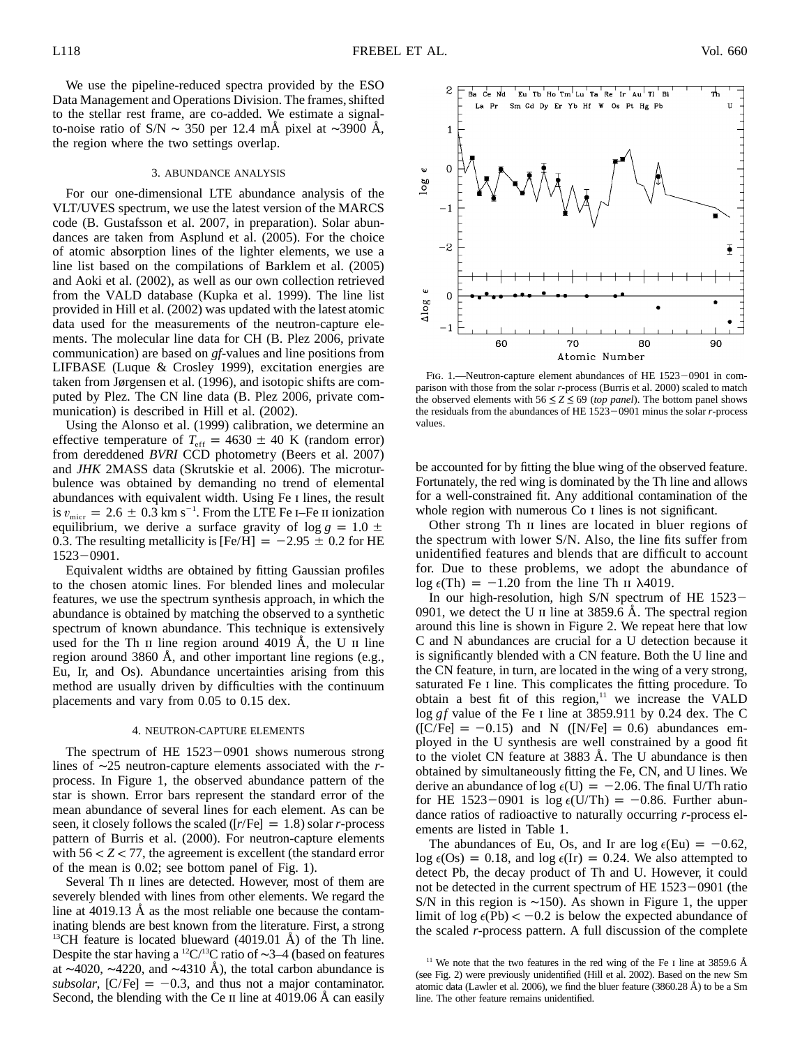We use the pipeline-reduced spectra provided by the ESO Data Management and Operations Division. The frames, shifted to the stellar rest frame, are co-added. We estimate a signal-to-noise ratio of S/N ∼ 350 per 12.4 mÅ pixel at ∼3900 Å, the region where the two settings overlap.

## 3. ABUNDANCE ANALYSIS

For our one-dimensional LTE abundance analysis of the VLT/UVES spectrum, we use the latest version of the MARCS code (B. Gustafsson et al. 2007, in preparation). Solar abundances are taken from Asplund et al. (2005). For the choice of atomic absorption lines of the lighter elements, we use a line list based on the compilations of Barklem et al. (2005) and Aoki et al. (2002), as well as our own collection retrieved from the VALD database (Kupka et al. 1999). The line list provided in Hill et al. (2002) was updated with the latest atomic data used for the measurements of the neutron-capture elements. The molecular line data for CH (B. Plez 2006, private communication) are based on *gf*-values and line positions from LIFBASE (Luque & Crosley 1999), excitation energies are taken from Jørgensen et al. (1996), and isotopic shifts are computed by Plez. The CN line data (B. Plez 2006, private communication) is described in Hill et al. (2002).

Using the Alonso et al. (1999) calibration, we determine an effective temperature of $T_{\rm eff} = 4630 \pm 40$ K (random error) from dereddened *BVRI* CCD photometry (Beers et al. 2007) and *JHK* 2MASS data (Skrutskie et al. 2006). The microturbulence was obtained by demanding no trend of elemental abundances with equivalent width. Using Fe I lines, the result is $v_{\rm micr} = 2.6 \pm 0.3$ km s$^{-1}$. From the LTE Fe I–Fe II ionization equilibrium, we derive a surface gravity of $\log g = 1.0 \pm 0.3$. The resulting metallicity is [Fe/H] $= -2.95 \pm 0.2$ for HE 1523−0901.

Equivalent widths are obtained by fitting Gaussian profiles to the chosen atomic lines. For blended lines and molecular features, we use the spectrum synthesis approach, in which the abundance is obtained by matching the observed to a synthetic spectrum of known abundance. This technique is extensively used for the Th II line region around 4019 Å, the U II line region around 3860 Å, and other important line regions (e.g., Eu, Ir, and Os). Abundance uncertainties arising from this method are usually driven by difficulties with the continuum placements and vary from 0.05 to 0.15 dex.

## 4. NEUTRON-CAPTURE ELEMENTS

The spectrum of HE 1523−0901 shows numerous strong lines of ∼25 neutron-capture elements associated with the *r*-process. In Figure 1, the observed abundance pattern of the star is shown. Error bars represent the standard error of the mean abundance of several lines for each element. As can be seen, it closely follows the scaled ([*r*/Fe] = 1.8) solar *r*-process pattern of Burris et al. (2000). For neutron-capture elements with $56 < Z < 77$, the agreement is excellent (the standard error of the mean is 0.02; see bottom panel of Fig. 1).

Several Th II lines are detected. However, most of them are severely blended with lines from other elements. We regard the line at 4019.13 Å as the most reliable one because the contaminating blends are best known from the literature. First, a strong $^{13}$CH feature is located blueward (4019.01 Å) of the Th line. Despite the star having a $^{12}$C/$^{13}$C ratio of ∼3–4 (based on features at ∼4020, ∼4220, and ∼4310 Å), the total carbon abundance is *subsolar*, [C/Fe] = −0.3, and thus not a major contaminator. Second, the blending with the Ce II line at 4019.06 Å can easily be accounted for by fitting the blue wing of the observed feature. Fortunately, the red wing is dominated by the Th line and allows for a well-constrained fit. Any additional contamination of the whole region with numerous Co I lines is not significant.

FIG. 1.—Neutron-capture element abundances of HE 1523−0901 in comparison with those from the solar *r*-process (Burris et al. 2000) scaled to match the observed elements with $56 \leq Z \leq 69$ (*top panel*). The bottom panel shows the residuals from the abundances of HE 1523−0901 minus the solar *r*-process values.

Other strong Th II lines are located in bluer regions of the spectrum with lower S/N. Also, the line fits suffer from unidentified features and blends that are difficult to account for. Due to these problems, we adopt the abundance of $\log \epsilon$(Th) = −1.20 from the line Th II λ4019.

In our high-resolution, high S/N spectrum of HE 1523−0901, we detect the U II line at 3859.6 Å. The spectral region around this line is shown in Figure 2. We repeat here that low C and N abundances are crucial for a U detection because it is significantly blended with a CN feature. Both the U line and the CN feature, in turn, are located in the wing of a very strong, saturated Fe I line. This complicates the fitting procedure. To obtain a best fit of this region,[11] we increase the VALD $\log gf$ value of the Fe I line at 3859.911 by 0.24 dex. The C ([C/Fe] = −0.15) and N ([N/Fe] = 0.6) abundances employed in the U synthesis are well constrained by a good fit to the violet CN feature at 3883 Å. The U abundance is then obtained by simultaneously fitting the Fe, CN, and U lines. We derive an abundance of $\log \epsilon$(U) = −2.06. The final U/Th ratio for HE 1523−0901 is $\log \epsilon$(U/Th) = −0.86. Further abundance ratios of radioactive to naturally occurring *r*-process elements are listed in Table 1.

The abundances of Eu, Os, and Ir are $\log \epsilon$(Eu) = −0.62, $\log \epsilon$(Os) = 0.18, and $\log \epsilon$(Ir) = 0.24. We also attempted to detect Pb, the decay product of Th and U. However, it could not be detected in the current spectrum of HE 1523−0901 (the S/N in this region is ∼150). As shown in Figure 1, the upper limit of $\log \epsilon$(Pb) < −0.2 is below the expected abundance of the scaled *r*-process pattern. A full discussion of the complete

[11] We note that the two features in the red wing of the Fe I line at 3859.6 Å (see Fig. 2) were previously unidentified (Hill et al. 2002). Based on the new Sm atomic data (Lawler et al. 2006), we find the bluer feature (3860.28 Å) to be a Sm line. The other feature remains unidentified.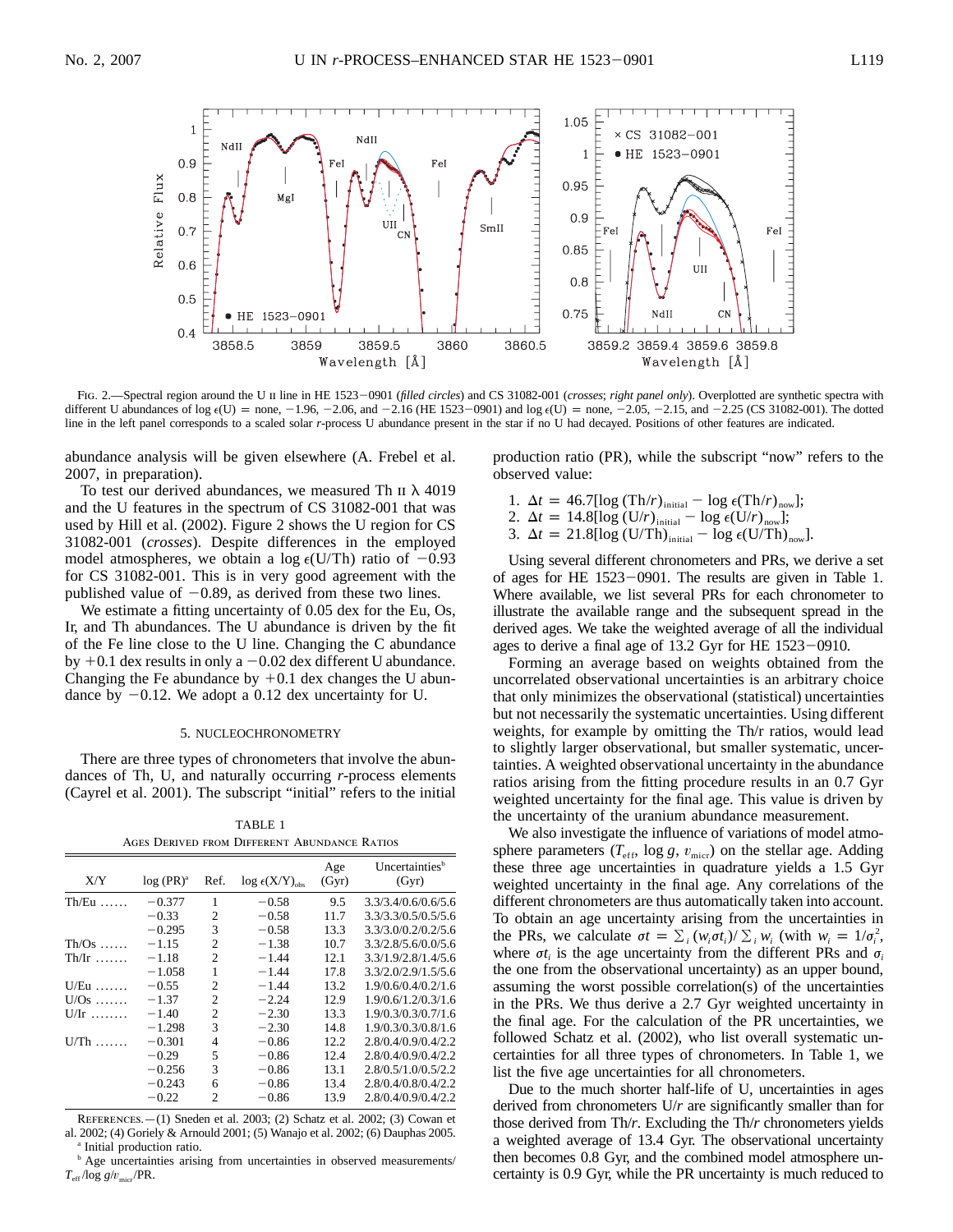FIG. 2.—Spectral region around the U II line in HE 1523−0901 (*filled circles*) and CS 31082-001 (*crosses*; *right panel only*). Overplotted are synthetic spectra with different U abundances of log $\epsilon$(U) = none, −1.96, −2.06, and −2.16 (HE 1523−0901) and log $\epsilon$(U) = none, −2.05, −2.15, and −2.25 (CS 31082-001). The dotted line in the left panel corresponds to a scaled solar *r*-process U abundance present in the star if no U had decayed. Positions of other features are indicated.

abundance analysis will be given elsewhere (A. Frebel et al. 2007, in preparation).

To test our derived abundances, we measured Th II λ 4019 and the U features in the spectrum of CS 31082-001 that was used by Hill et al. (2002). Figure 2 shows the U region for CS 31082-001 (*crosses*). Despite differences in the employed model atmospheres, we obtain a log $\epsilon$(U/Th) ratio of −0.93 for CS 31082-001. This is in very good agreement with the published value of −0.89, as derived from these two lines.

We estimate a fitting uncertainty of 0.05 dex for the Eu, Os, Ir, and Th abundances. The U abundance is driven by the fit of the Fe line close to the U line. Changing the C abundance by +0.1 dex results in only a −0.02 dex different U abundance. Changing the Fe abundance by +0.1 dex changes the U abundance by −0.12. We adopt a 0.12 dex uncertainty for U.

## 5. NUCLEOCHRONOMETRY

There are three types of chronometers that involve the abundances of Th, U, and naturally occurring *r*-process elements (Cayrel et al. 2001). The subscript "initial" refers to the initial production ratio (PR), while the subscript "now" refers to the observed value:

1. $\Delta t = 46.7[\log (\mathrm{Th}/r)_{\mathrm{initial}} - \log \epsilon(\mathrm{Th}/r)_{\mathrm{now}}]$;
2. $\Delta t = 14.8[\log (\mathrm{U}/r)_{\mathrm{initial}} - \log \epsilon(\mathrm{U}/r)_{\mathrm{now}}]$;
3. $\Delta t = 21.8[\log (\mathrm{U}/\mathrm{Th})_{\mathrm{initial}} - \log \epsilon(\mathrm{U}/\mathrm{Th})_{\mathrm{now}}]$.

TABLE 1
AGES DERIVED FROM DIFFERENT ABUNDANCE RATIOS

| X/Y | log (PR)[a] | Ref. | log $\epsilon$(X/Y)$_{\mathrm{obs}}$ | Age (Gyr) | Uncertainties[b] (Gyr) |
|---|---|---|---|---|---|
| Th/Eu ...... | −0.377 | 1 | −0.58 | 9.5 | 3.3/3.4/0.6/0.6/5.6 |
| | −0.33 | 2 | −0.58 | 11.7 | 3.3/3.3/0.5/0.5/5.6 |
| | −0.295 | 3 | −0.58 | 13.3 | 3.3/3.0/0.2/0.2/5.6 |
| Th/Os ...... | −1.15 | 2 | −1.38 | 10.7 | 3.3/2.8/5.6/0.0/5.6 |
| Th/Ir ....... | −1.18 | 2 | −1.44 | 12.1 | 3.3/1.9/2.8/1.4/5.6 |
| | −1.058 | 1 | −1.44 | 17.8 | 3.3/2.0/2.9/1.5/5.6 |
| U/Eu ....... | −0.55 | 2 | −1.44 | 13.2 | 1.9/0.6/0.4/0.2/1.6 |
| U/Os ....... | −1.37 | 2 | −2.24 | 12.9 | 1.9/0.6/1.2/0.3/1.6 |
| U/Ir ........ | −1.40 | 2 | −2.30 | 13.3 | 1.9/0.3/0.3/0.7/1.6 |
| | −1.298 | 3 | −2.30 | 14.8 | 1.9/0.3/0.3/0.8/1.6 |
| U/Th ....... | −0.301 | 4 | −0.86 | 12.2 | 2.8/0.4/0.9/0.4/2.2 |
| | −0.29 | 5 | −0.86 | 12.4 | 2.8/0.4/0.9/0.4/2.2 |
| | −0.256 | 3 | −0.86 | 13.1 | 2.8/0.5/1.0/0.5/2.2 |
| | −0.243 | 6 | −0.86 | 13.4 | 2.8/0.4/0.8/0.4/2.2 |
| | −0.22 | 2 | −0.86 | 13.9 | 2.8/0.4/0.9/0.4/2.2 |

REFERENCES.—(1) Sneden et al. 2003; (2) Schatz et al. 2002; (3) Cowan et al. 2002; (4) Goriely & Arnould 2001; (5) Wanajo et al. 2002; (6) Dauphas 2005.
[a] Initial production ratio.
[b] Age uncertainties arising from uncertainties in observed measurements/$T_{\mathrm{eff}}$/log $g$/$v_{\mathrm{micr}}$/PR.

Using several different chronometers and PRs, we derive a set of ages for HE 1523−0901. The results are given in Table 1. Where available, we list several PRs for each chronometer to illustrate the available range and the subsequent spread in the derived ages. We take the weighted average of all the individual ages to derive a final age of 13.2 Gyr for HE 1523−0910.

Forming an average based on weights obtained from the uncorrelated observational uncertainties is an arbitrary choice that only minimizes the observational (statistical) uncertainties but not necessarily the systematic uncertainties. Using different weights, for example by omitting the Th/r ratios, would lead to slightly larger observational, but smaller systematic, uncertainties. A weighted observational uncertainty in the abundance ratios arising from the fitting procedure results in an 0.7 Gyr weighted uncertainty for the final age. This value is driven by the uncertainty of the uranium abundance measurement.

We also investigate the influence of variations of model atmosphere parameters ($T_{\mathrm{eff}}$, log $g$, $v_{\mathrm{micr}}$) on the stellar age. Adding these three age uncertainties in quadrature yields a 1.5 Gyr weighted uncertainty in the final age. Any correlations of the different chronometers are thus automatically taken into account. To obtain an age uncertainty arising from the uncertainties in the PRs, we calculate $\sigma t = \sum_i (w_i \sigma t_i)/\sum_i w_i$ (with $w_i = 1/\sigma_i^2$, where $\sigma t_i$ is the age uncertainty from the different PRs and $\sigma_i$ the one from the observational uncertainty) as an upper bound, assuming the worst possible correlation(s) of the uncertainties in the PRs. We thus derive a 2.7 Gyr weighted uncertainty in the final age. For the calculation of the PR uncertainties, we followed Schatz et al. (2002), who list overall systematic uncertainties for all three types of chronometers. In Table 1, we list the five age uncertainties for all chronometers.

Due to the much shorter half-life of U, uncertainties in ages derived from chronometers U/r are significantly smaller than for those derived from Th/r. Excluding the Th/r chronometers yields a weighted average of 13.4 Gyr. The observational uncertainty then becomes 0.8 Gyr, and the combined model atmosphere uncertainty is 0.9 Gyr, while the PR uncertainty is much reduced to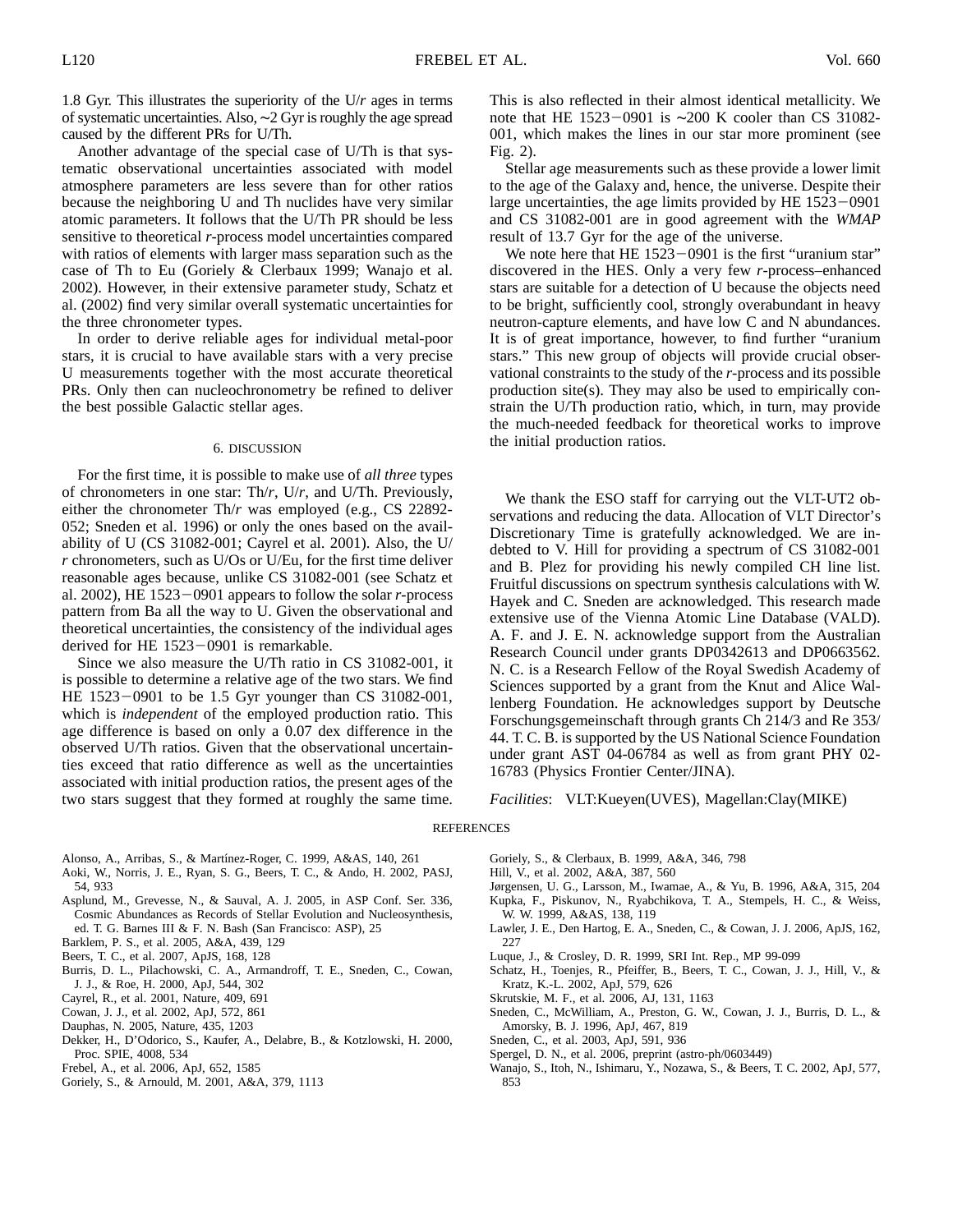1.8 Gyr. This illustrates the superiority of the U/*r* ages in terms of systematic uncertainties. Also, ~2 Gyr is roughly the age spread caused by the different PRs for U/Th.

Another advantage of the special case of U/Th is that systematic observational uncertainties associated with model atmosphere parameters are less severe than for other ratios because the neighboring U and Th nuclides have very similar atomic parameters. It follows that the U/Th PR should be less sensitive to theoretical *r*-process model uncertainties compared with ratios of elements with larger mass separation such as the case of Th to Eu (Goriely & Clerbaux 1999; Wanajo et al. 2002). However, in their extensive parameter study, Schatz et al. (2002) find very similar overall systematic uncertainties for the three chronometer types.

In order to derive reliable ages for individual metal-poor stars, it is crucial to have available stars with a very precise U measurements together with the most accurate theoretical PRs. Only then can nucleochronometry be refined to deliver the best possible Galactic stellar ages.

## 6. DISCUSSION

For the first time, it is possible to make use of *all three* types of chronometers in one star: Th/*r*, U/*r*, and U/Th. Previously, either the chronometer Th/*r* was employed (e.g., CS 22892-052; Sneden et al. 1996) or only the ones based on the availability of U (CS 31082-001; Cayrel et al. 2001). Also, the U/*r* chronometers, such as U/Os or U/Eu, for the first time deliver reasonable ages because, unlike CS 31082-001 (see Schatz et al. 2002), HE 1523−0901 appears to follow the solar *r*-process pattern from Ba all the way to U. Given the observational and theoretical uncertainties, the consistency of the individual ages derived for HE 1523−0901 is remarkable.

Since we also measure the U/Th ratio in CS 31082-001, it is possible to determine a relative age of the two stars. We find HE 1523−0901 to be 1.5 Gyr younger than CS 31082-001, which is *independent* of the employed production ratio. This age difference is based on only a 0.07 dex difference in the observed U/Th ratios. Given that the observational uncertainties exceed that ratio difference as well as the uncertainties associated with initial production ratios, the present ages of the two stars suggest that they formed at roughly the same time. This is also reflected in their almost identical metallicity. We note that HE 1523−0901 is ~200 K cooler than CS 31082-001, which makes the lines in our star more prominent (see Fig. 2).

Stellar age measurements such as these provide a lower limit to the age of the Galaxy and, hence, the universe. Despite their large uncertainties, the age limits provided by HE 1523−0901 and CS 31082-001 are in good agreement with the *WMAP* result of 13.7 Gyr for the age of the universe.

We note here that HE 1523−0901 is the first "uranium star" discovered in the HES. Only a very few *r*-process–enhanced stars are suitable for a detection of U because the objects need to be bright, sufficiently cool, strongly overabundant in heavy neutron-capture elements, and have low C and N abundances. It is of great importance, however, to find further "uranium stars." This new group of objects will provide crucial observational constraints to the study of the *r*-process and its possible production site(s). They may also be used to empirically constrain the U/Th production ratio, which, in turn, may provide the much-needed feedback for theoretical works to improve the initial production ratios.

We thank the ESO staff for carrying out the VLT-UT2 observations and reducing the data. Allocation of VLT Director's Discretionary Time is gratefully acknowledged. We are indebted to V. Hill for providing a spectrum of CS 31082-001 and B. Plez for providing his newly compiled CH line list. Fruitful discussions on spectrum synthesis calculations with W. Hayek and C. Sneden are acknowledged. This research made extensive use of the Vienna Atomic Line Database (VALD). A. F. and J. E. N. acknowledge support from the Australian Research Council under grants DP0342613 and DP0663562. N. C. is a Research Fellow of the Royal Swedish Academy of Sciences supported by a grant from the Knut and Alice Wallenberg Foundation. He acknowledges support by Deutsche Forschungsgemeinschaft through grants Ch 214/3 and Re 353/44. T. C. B. is supported by the US National Science Foundation under grant AST 04-06784 as well as from grant PHY 02-16783 (Physics Frontier Center/JINA).

*Facilities*: VLT:Kueyen(UVES), Magellan:Clay(MIKE)

## REFERENCES

Alonso, A., Arribas, S., & Martínez-Roger, C. 1999, A&AS, 140, 261
Aoki, W., Norris, J. E., Ryan, S. G., Beers, T. C., & Ando, H. 2002, PASJ, 54, 933
Asplund, M., Grevesse, N., & Sauval, A. J. 2005, in ASP Conf. Ser. 336, Cosmic Abundances as Records of Stellar Evolution and Nucleosynthesis, ed. T. G. Barnes III & F. N. Bash (San Francisco: ASP), 25
Barklem, P. S., et al. 2005, A&A, 439, 129
Beers, T. C., et al. 2007, ApJS, 168, 128
Burris, D. L., Pilachowski, C. A., Armandroff, T. E., Sneden, C., Cowan, J. J., & Roe, H. 2000, ApJ, 544, 302
Cayrel, R., et al. 2001, Nature, 409, 691
Cowan, J. J., et al. 2002, ApJ, 572, 861
Dauphas, N. 2005, Nature, 435, 1203
Dekker, H., D'Odorico, S., Kaufer, A., Delabre, B., & Kotzlowski, H. 2000, Proc. SPIE, 4008, 534
Frebel, A., et al. 2006, ApJ, 652, 1585
Goriely, S., & Arnould, M. 2001, A&A, 379, 1113
Goriely, S., & Clerbaux, B. 1999, A&A, 346, 798
Hill, V., et al. 2002, A&A, 387, 560
Jørgensen, U. G., Larsson, M., Iwamae, A., & Yu, B. 1996, A&A, 315, 204
Kupka, F., Piskunov, N., Ryabchikova, T. A., Stempels, H. C., & Weiss, W. W. 1999, A&AS, 138, 119
Lawler, J. E., Den Hartog, E. A., Sneden, C., & Cowan, J. J. 2006, ApJS, 162, 227
Luque, J., & Crosley, D. R. 1999, SRI Int. Rep., MP 99-099
Schatz, H., Toenjes, R., Pfeiffer, B., Beers, T. C., Cowan, J. J., Hill, V., & Kratz, K.-L. 2002, ApJ, 579, 626
Skrutskie, M. F., et al. 2006, AJ, 131, 1163
Sneden, C., McWilliam, A., Preston, G. W., Cowan, J. J., Burris, D. L., & Amorsky, B. J. 1996, ApJ, 467, 819
Sneden, C., et al. 2003, ApJ, 591, 936
Spergel, D. N., et al. 2006, preprint (astro-ph/0603449)
Wanajo, S., Itoh, N., Ishimaru, Y., Nozawa, S., & Beers, T. C. 2002, ApJ, 577, 853